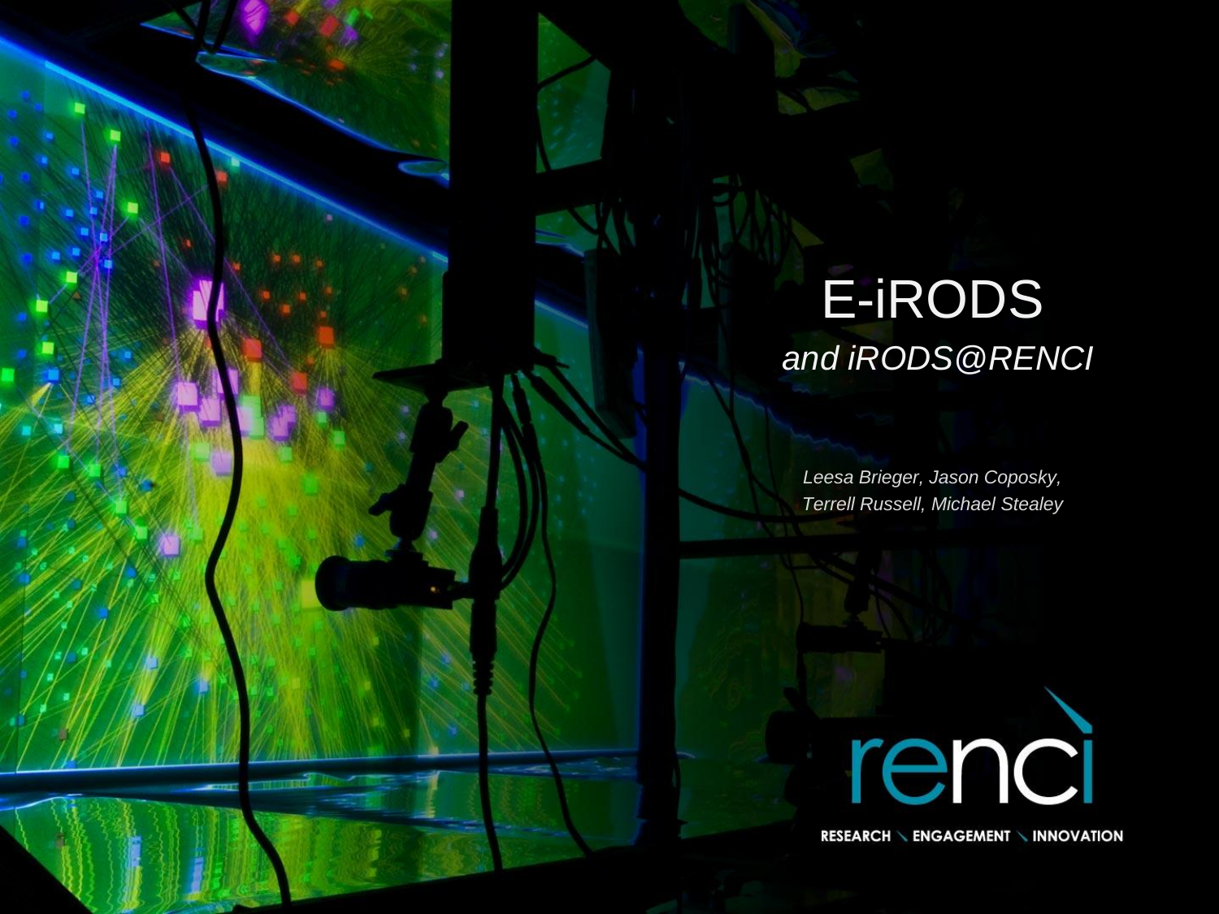# E-iRODS

*and iRODS@RENCI*

*Leesa Brieger, Jason Coposky, Terrell Russell, Michael Stealey*

renci

RESEARCH ENGAGEMENT INNOVATION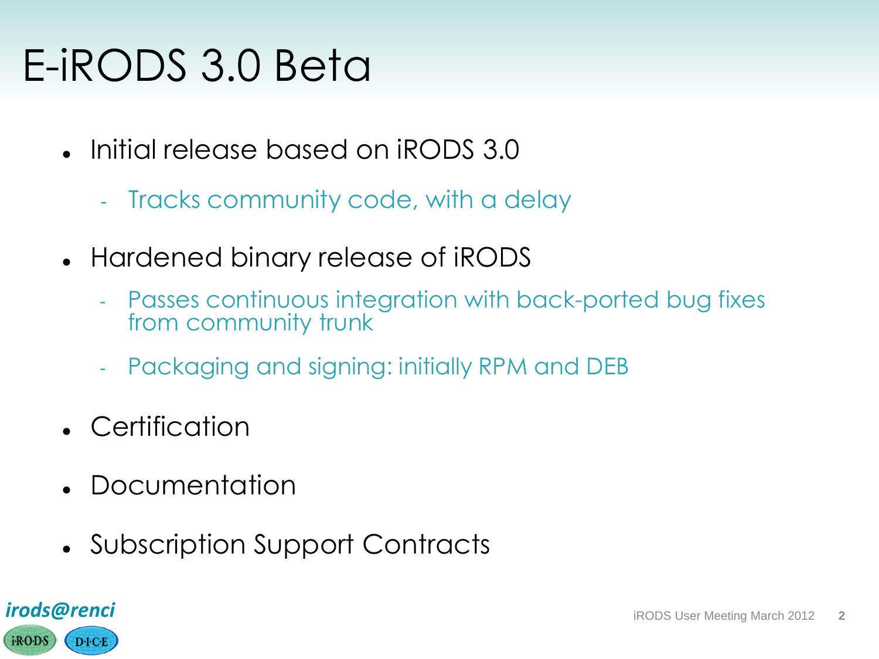# E-iRODS 3.0 Beta

- Initial release based on iRODS 3.0
  - Tracks community code, with a delay
- Hardened binary release of iRODS
  - Passes continuous integration with back-ported bug fixes from community trunk
  - Packaging and signing: initially RPM and DEB
- Certification
- Documentation
- Subscription Support Contracts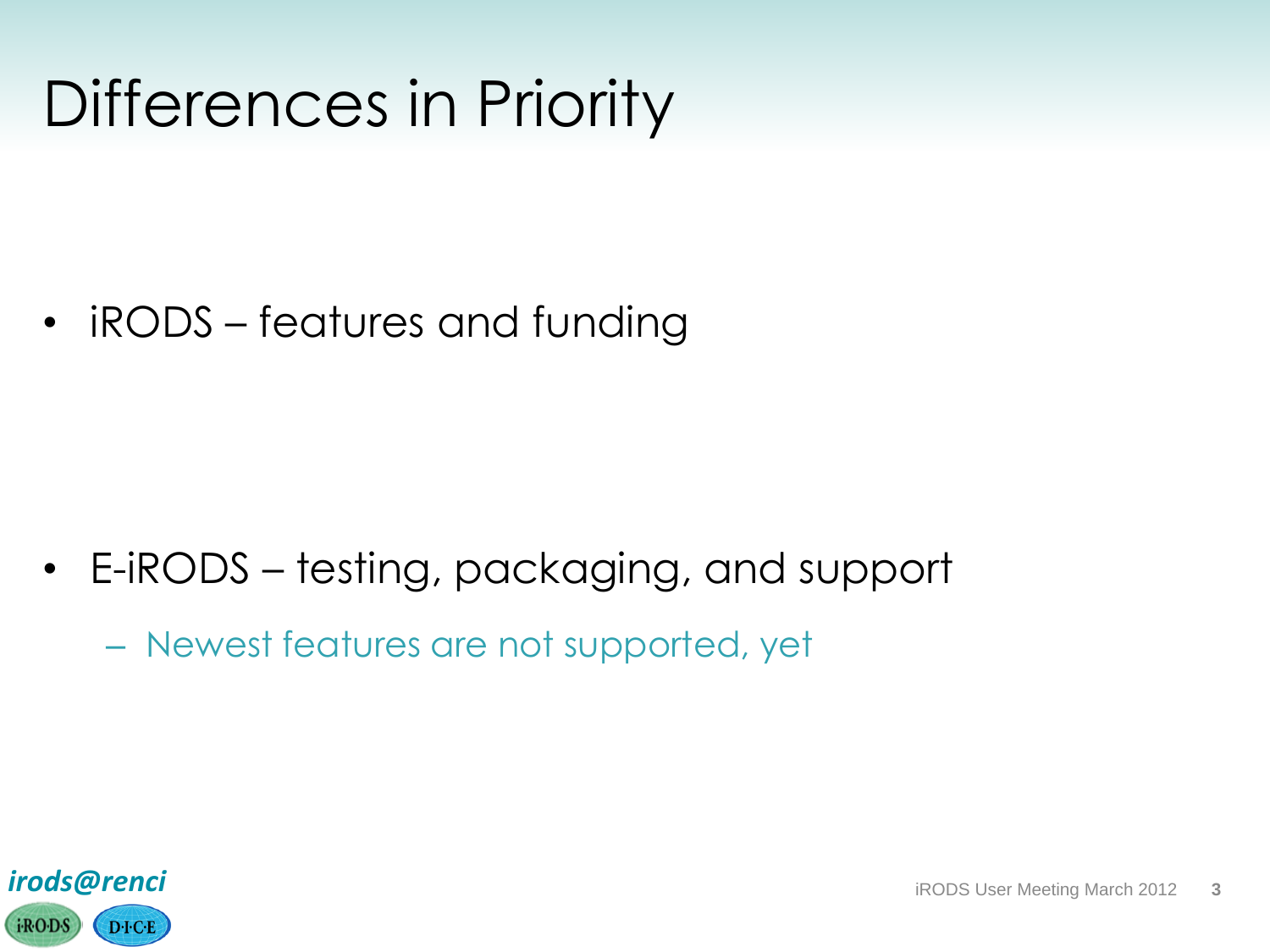# Differences in Priority

- iRODS – features and funding

- E-iRODS – testing, packaging, and support
  - Newest features are not supported, yet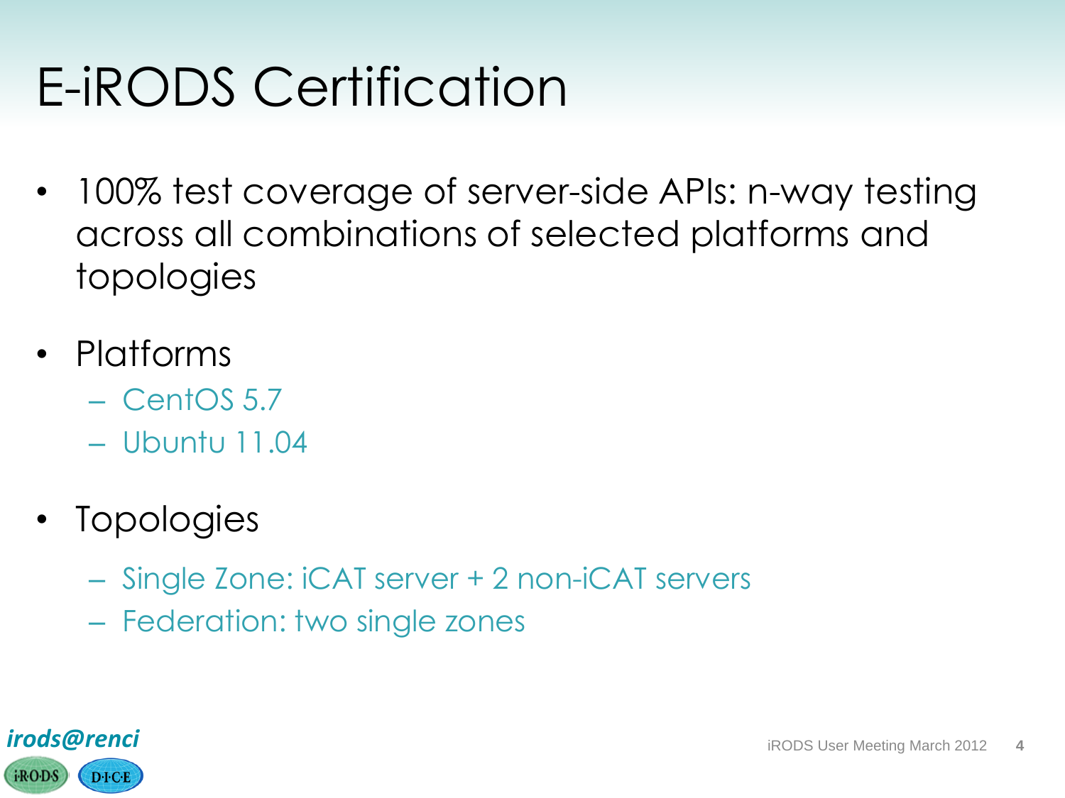# E-iRODS Certification

- 100% test coverage of server-side APIs: n-way testing across all combinations of selected platforms and topologies
- Platforms
  - CentOS 5.7
  - Ubuntu 11.04
- Topologies
  - Single Zone: iCAT server + 2 non-iCAT servers
  - Federation: two single zones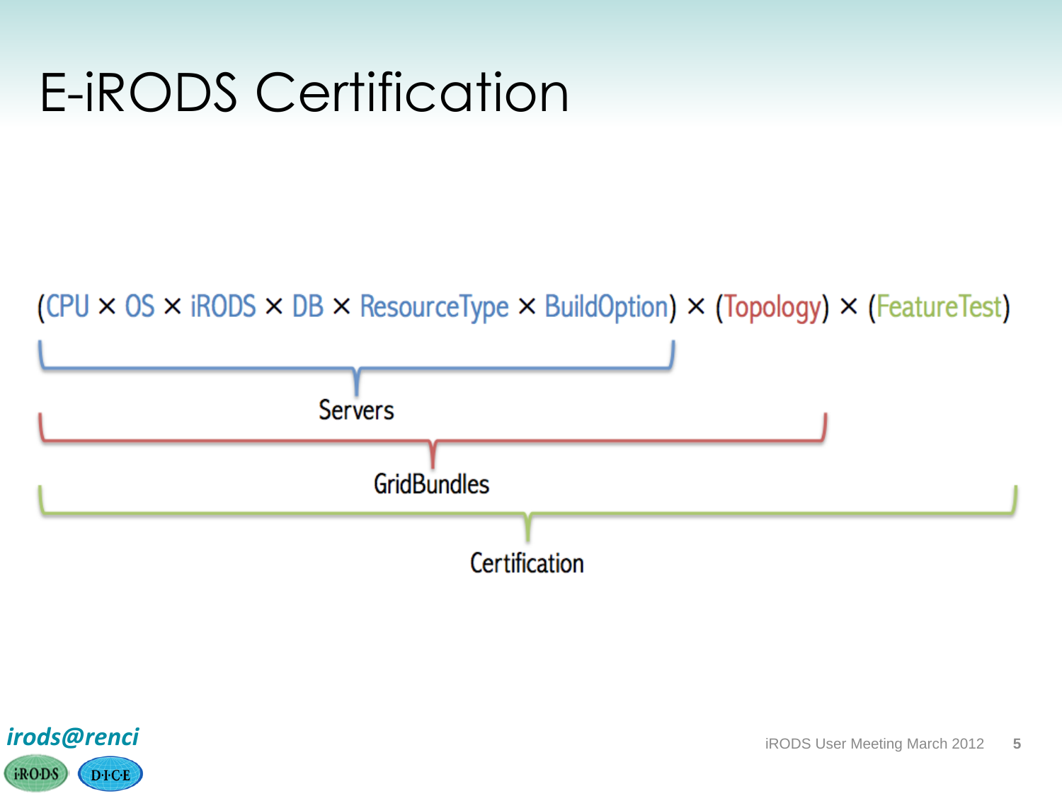# E-iRODS Certification

(CPU × OS × iRODS × DB × ResourceType × BuildOption) × (Topology) × (FeatureTest)

- Servers = (CPU × OS × iRODS × DB × ResourceType × BuildOption)
- GridBundles = (CPU × OS × iRODS × DB × ResourceType × BuildOption) × (Topology)
- Certification = (CPU × OS × iRODS × DB × ResourceType × BuildOption) × (Topology) × (FeatureTest)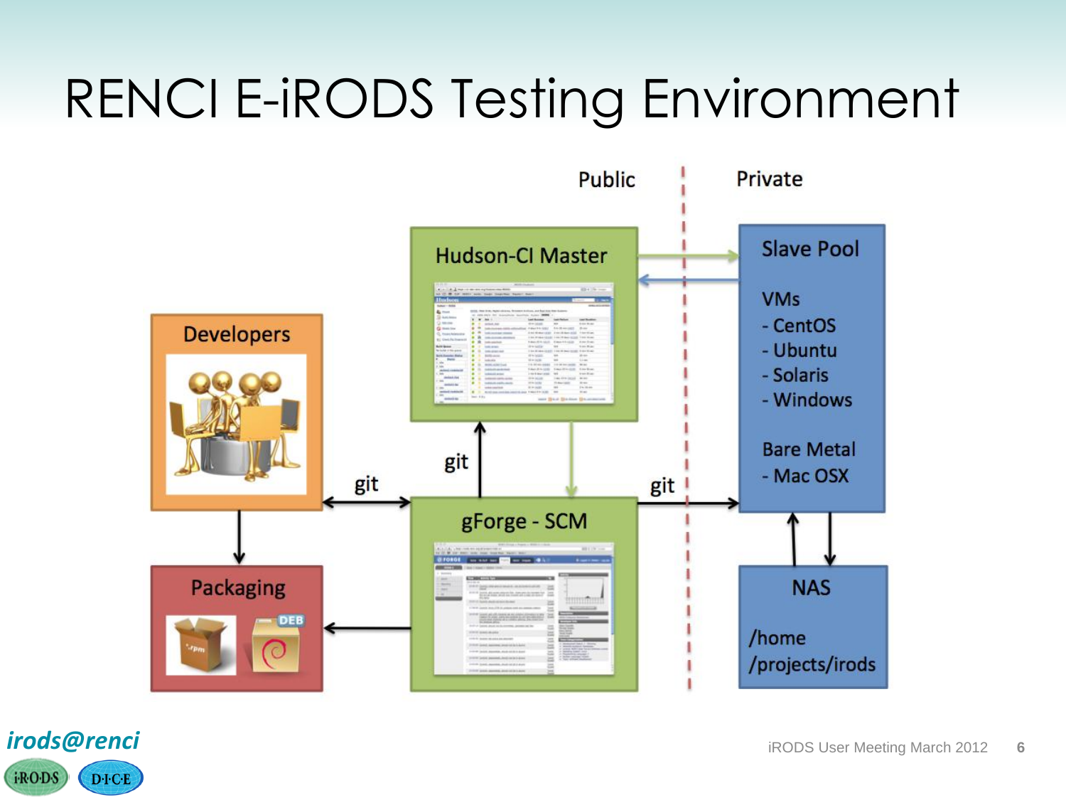# RENCI E-iRODS Testing Environment

Public | Private

**Hudson-CI Master**

**Slave Pool**

VMs
- CentOS
- Ubuntu
- Solaris
- Windows

Bare Metal
- Mac OSX

**Developers**

git

git

git

**gForge - SCM**

**Packaging**

**NAS**

/home
/projects/irods

*irods@renci*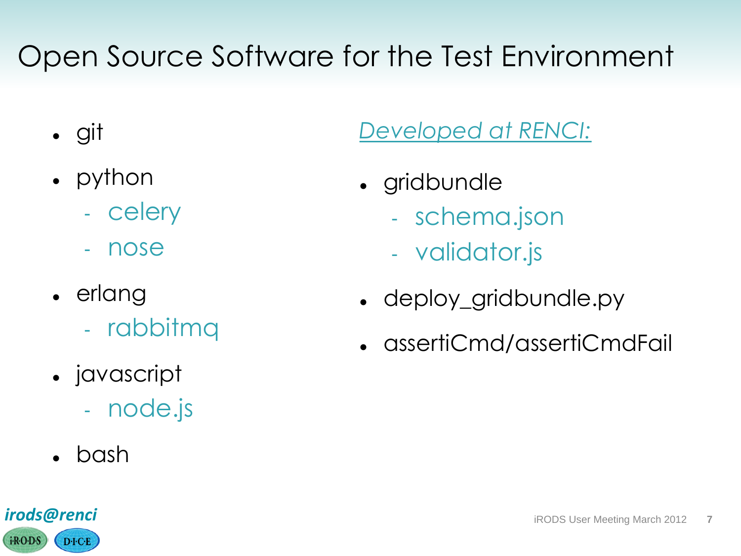# Open Source Software for the Test Environment

- git
- python
  - celery
  - nose
- erlang
  - rabbitmq
- javascript
  - node.js
- bash

*Developed at RENCI:*

- gridbundle
  - schema.json
  - validator.js
- deploy_gridbundle.py
- assertiCmd/assertiCmdFail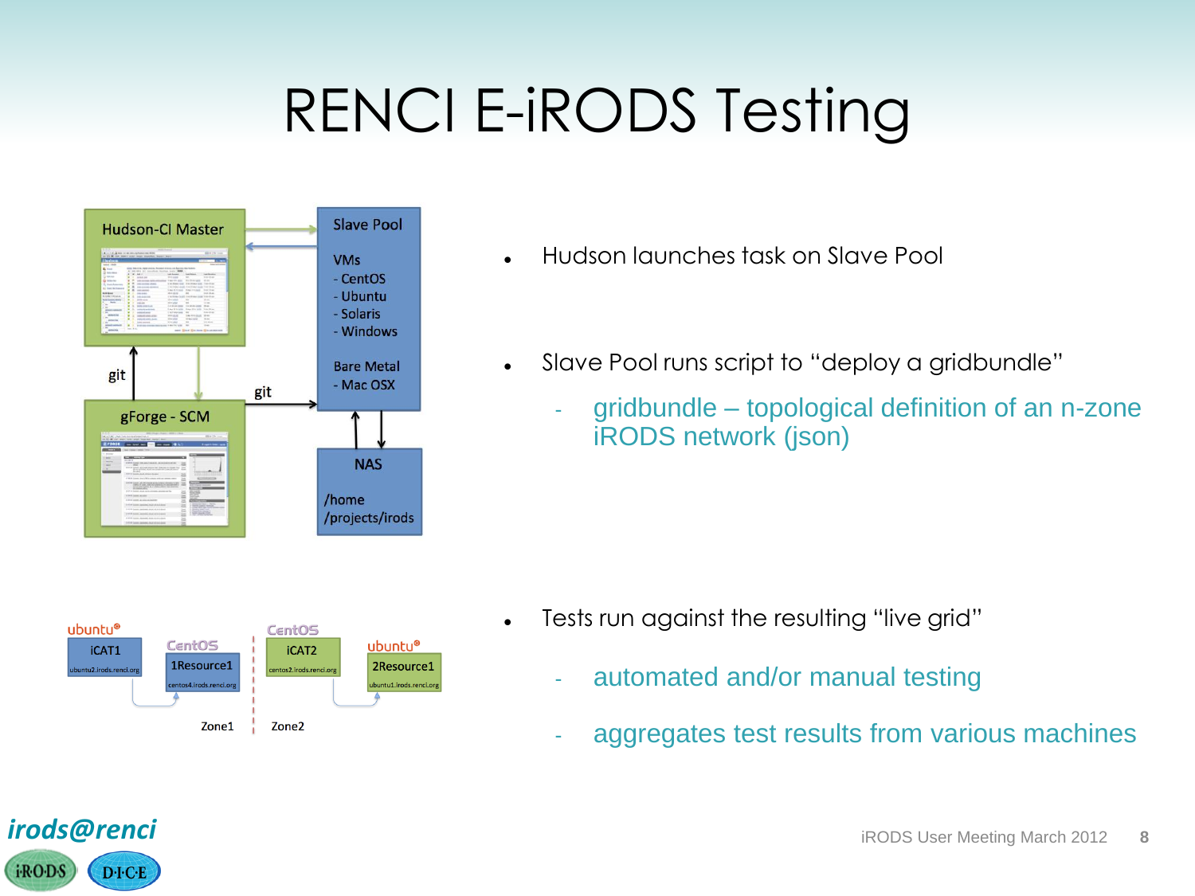# RENCI E-iRODS Testing

Hudson-CI Master

Slave Pool

VMs
- CentOS
- Ubuntu
- Solaris
- Windows

Bare Metal
- Mac OSX

git

git

gForge - SCM

NAS

/home
/projects/irods

ubuntu iCAT1 ubuntu2.irods.renci.org

CentOS 1Resource1 centos4.irods.renci.org

CentOS iCAT2 centos2.irods.renci.org

ubuntu 2Resource1 ubuntu1.irods.renci.org

Zone1 | Zone2

- Hudson launches task on Slave Pool
- Slave Pool runs script to "deploy a gridbundle"
  - gridbundle – topological definition of an n-zone iRODS network (json)
- Tests run against the resulting "live grid"
  - automated and/or manual testing
  - aggregates test results from various machines

*irods@renci*

iRODS User Meeting March 2012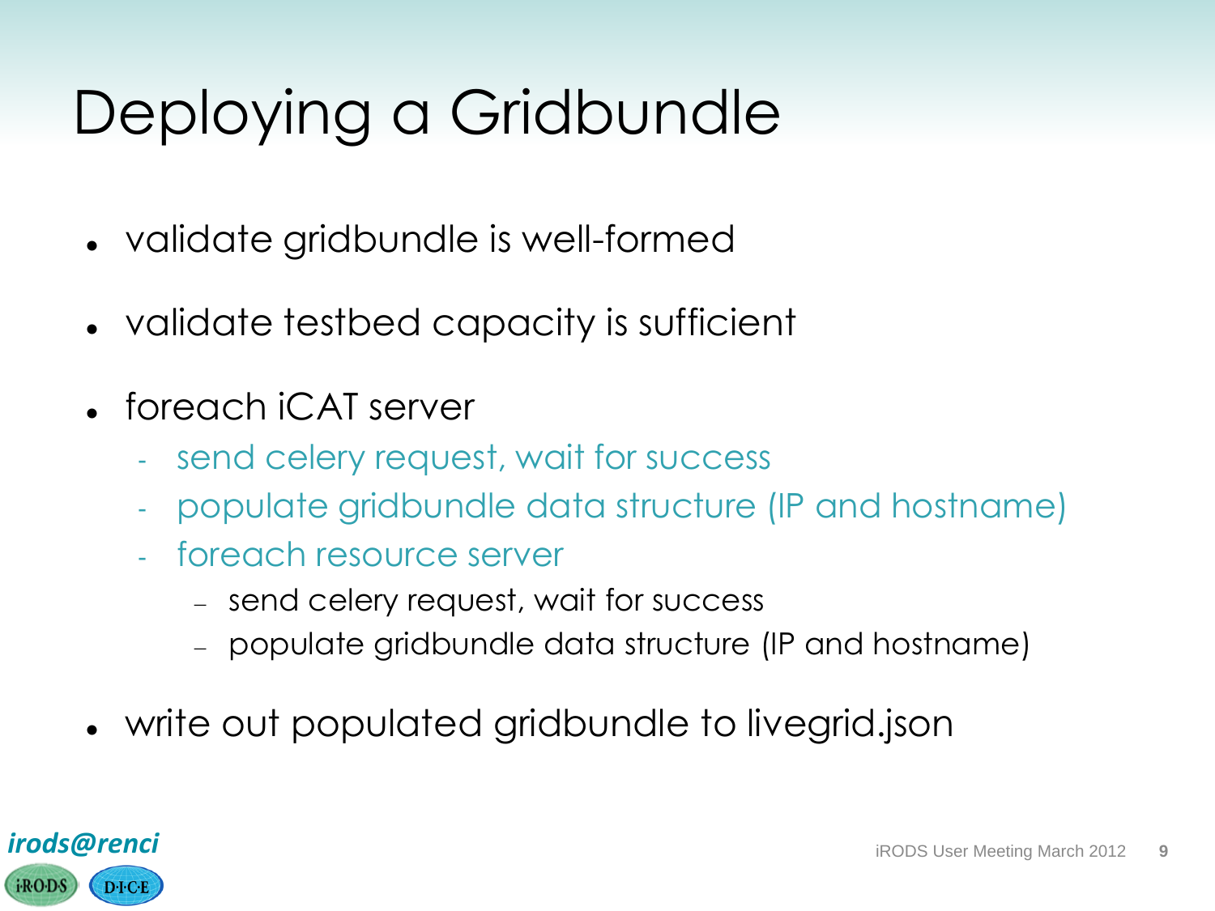# Deploying a Gridbundle

- validate gridbundle is well-formed
- validate testbed capacity is sufficient
- foreach iCAT server
  - send celery request, wait for success
  - populate gridbundle data structure (IP and hostname)
  - foreach resource server
    - send celery request, wait for success
    - populate gridbundle data structure (IP and hostname)
- write out populated gridbundle to livegrid.json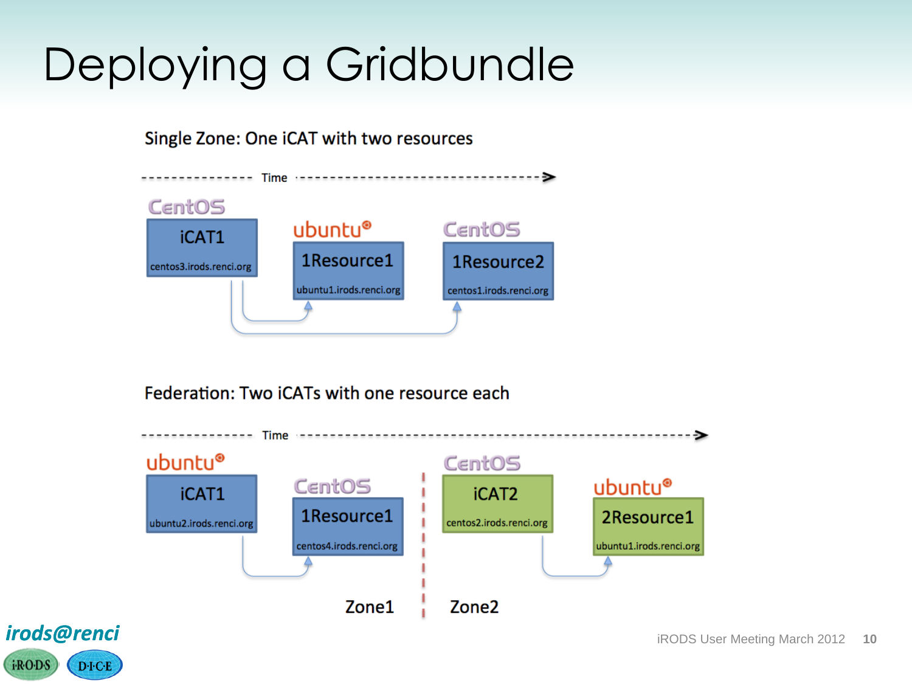# Deploying a Gridbundle

Single Zone: One iCAT with two resources

Time

CentOS

iCAT1

centos3.irods.renci.org

ubuntu

1Resource1

ubuntu1.irods.renci.org

CentOS

1Resource2

centos1.irods.renci.org

Federation: Two iCATs with one resource each

Time

ubuntu

iCAT1

ubuntu2.irods.renci.org

CentOS

1Resource1

centos4.irods.renci.org

CentOS

iCAT2

centos2.irods.renci.org

ubuntu

2Resource1

ubuntu1.irods.renci.org

Zone1

Zone2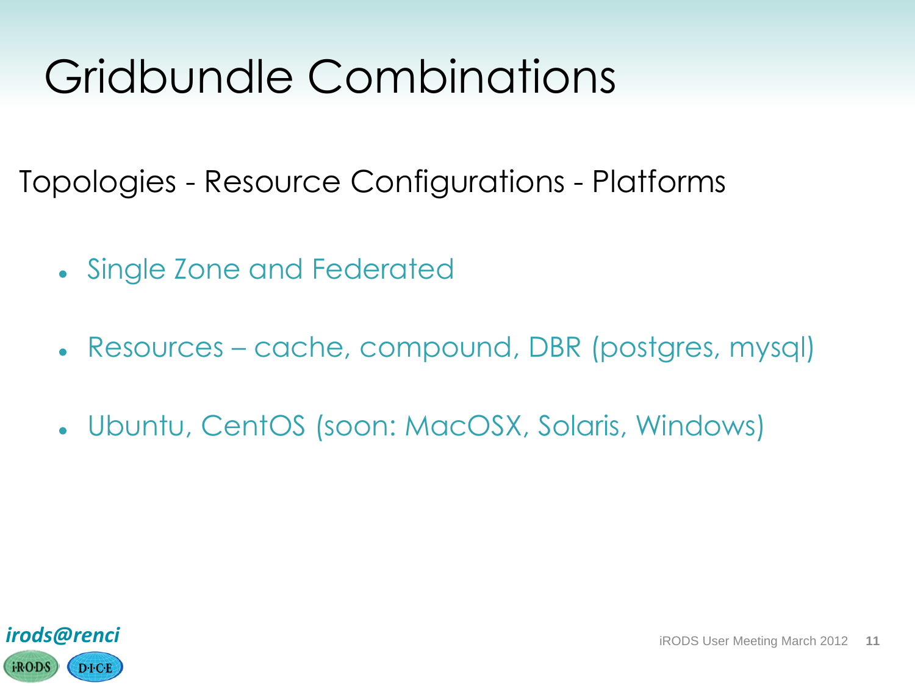# Gridbundle Combinations

Topologies - Resource Configurations - Platforms

- Single Zone and Federated
- Resources – cache, compound, DBR (postgres, mysql)
- Ubuntu, CentOS (soon: MacOSX, Solaris, Windows)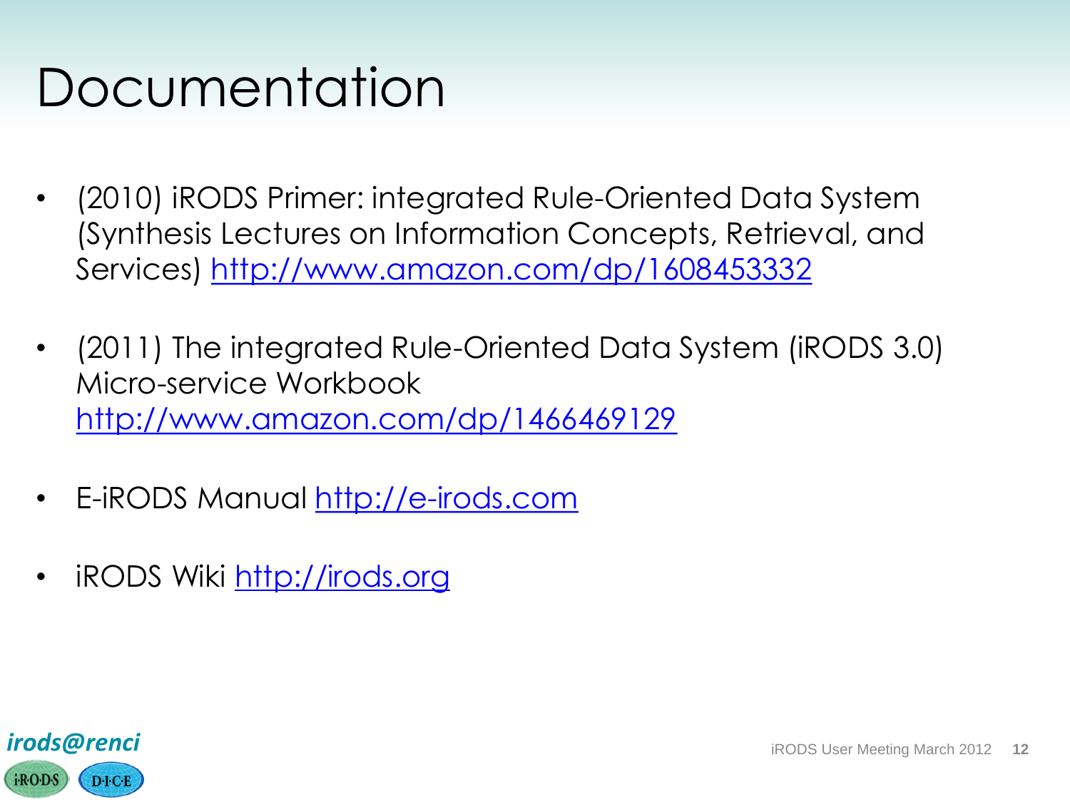# Documentation

- (2010) iRODS Primer: integrated Rule-Oriented Data System (Synthesis Lectures on Information Concepts, Retrieval, and Services) http://www.amazon.com/dp/1608453332
- (2011) The integrated Rule-Oriented Data System (iRODS 3.0) Micro-service Workbook http://www.amazon.com/dp/1466469129
- E-iRODS Manual http://e-irods.com
- iRODS Wiki http://irods.org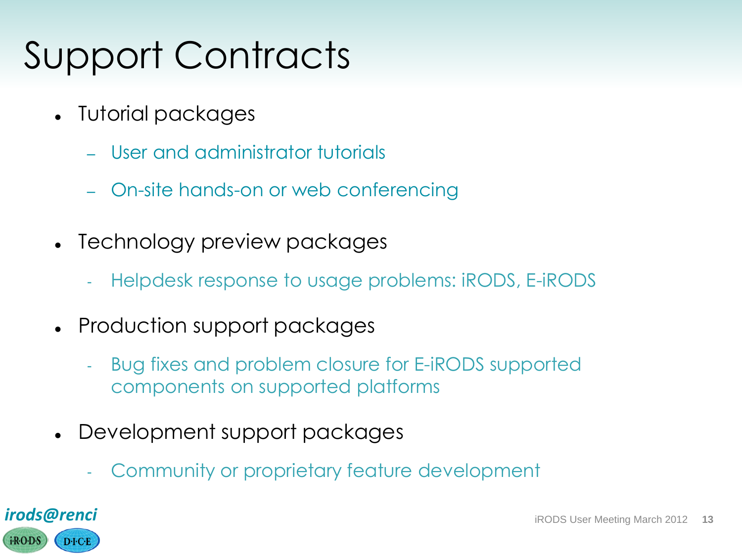# Support Contracts

- Tutorial packages
  - User and administrator tutorials
  - On-site hands-on or web conferencing
- Technology preview packages
  - Helpdesk response to usage problems: iRODS, E-iRODS
- Production support packages
  - Bug fixes and problem closure for E-iRODS supported components on supported platforms
- Development support packages
  - Community or proprietary feature development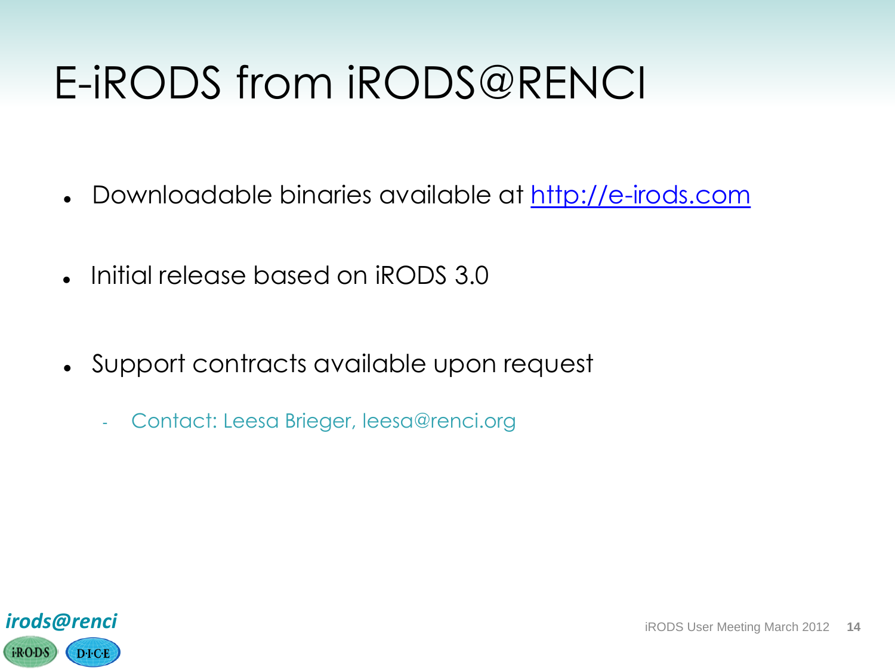# E-iRODS from iRODS@RENCI

- Downloadable binaries available at [http://e-irods.com](http://e-irods.com)
- Initial release based on iRODS 3.0
- Support contracts available upon request
  - Contact: Leesa Brieger, leesa@renci.org